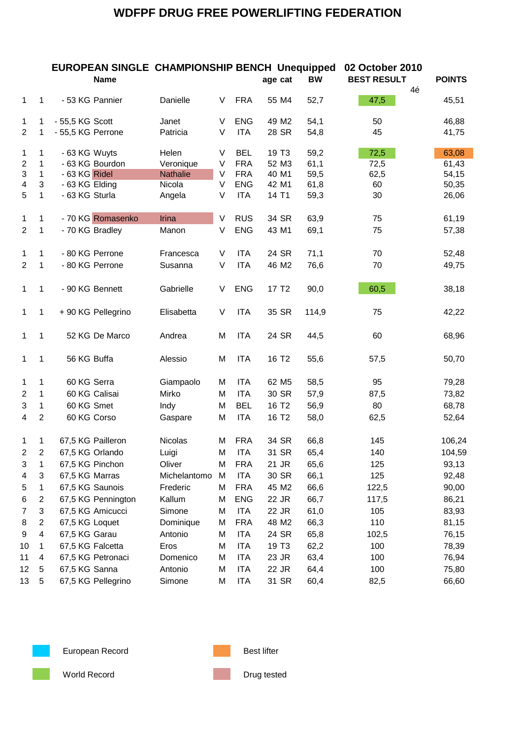# WDFPF DRUG FREE POWERLIFTING FEDERATION

## EUROPEAN SINGLE CHAMPIONSHIP BENCH Unequipped 02 October 2010

| | | | Name | | | | age | cat | BW | BEST RESULT | | POINTS |
|---|---|---|---|---|---|---|---|---|---|---|---|---|
| | | | | | | | | | | | 4é | |
| 1 | 1 | - 53 KG | Pannier | Danielle | V | FRA | 55 | M4 | 52,7 | 47,5 | | 45,51 |
| 1 | 1 | - 55,5 KG | Scott | Janet | V | ENG | 49 | M2 | 54,1 | 50 | | 46,88 |
| 2 | 1 | - 55,5 KG | Perrone | Patricia | V | ITA | 28 | SR | 54,8 | 45 | | 41,75 |
| 1 | 1 | - 63 KG | Wuyts | Helen | V | BEL | 19 | T3 | 59,2 | 72,5 | | 63,08 |
| 2 | 1 | - 63 KG | Bourdon | Veronique | V | FRA | 52 | M3 | 61,1 | 72,5 | | 61,43 |
| 3 | 1 | - 63 KG | Ridel | Nathalie | V | FRA | 40 | M1 | 59,5 | 62,5 | | 54,15 |
| 4 | 3 | - 63 KG | Elding | Nicola | V | ENG | 42 | M1 | 61,8 | 60 | | 50,35 |
| 5 | 1 | - 63 KG | Sturla | Angela | V | ITA | 14 | T1 | 59,3 | 30 | | 26,06 |
| 1 | 1 | - 70 KG | Romasenko | Irina | V | RUS | 34 | SR | 63,9 | 75 | | 61,19 |
| 2 | 1 | - 70 KG | Bradley | Manon | V | ENG | 43 | M1 | 69,1 | 75 | | 57,38 |
| 1 | 1 | - 80 KG | Perrone | Francesca | V | ITA | 24 | SR | 71,1 | 70 | | 52,48 |
| 2 | 1 | - 80 KG | Perrone | Susanna | V | ITA | 46 | M2 | 76,6 | 70 | | 49,75 |
| 1 | 1 | - 90 KG | Bennett | Gabrielle | V | ENG | 17 | T2 | 90,0 | 60,5 | | 38,18 |
| 1 | 1 | + 90 KG | Pellegrino | Elisabetta | V | ITA | 35 | SR | 114,9 | 75 | | 42,22 |
| 1 | 1 | 52 KG | De Marco | Andrea | M | ITA | 24 | SR | 44,5 | 60 | | 68,96 |
| 1 | 1 | 56 KG | Buffa | Alessio | M | ITA | 16 | T2 | 55,6 | 57,5 | | 50,70 |
| 1 | 1 | 60 KG | Serra | Giampaolo | M | ITA | 62 | M5 | 58,5 | 95 | | 79,28 |
| 2 | 1 | 60 KG | Calisai | Mirko | M | ITA | 30 | SR | 57,9 | 87,5 | | 73,82 |
| 3 | 1 | 60 KG | Smet | Indy | M | BEL | 16 | T2 | 56,9 | 80 | | 68,78 |
| 4 | 2 | 60 KG | Corso | Gaspare | M | ITA | 16 | T2 | 58,0 | 62,5 | | 52,64 |
| 1 | 1 | 67,5 KG | Pailleron | Nicolas | M | FRA | 34 | SR | 66,8 | 145 | | 106,24 |
| 2 | 2 | 67,5 KG | Orlando | Luigi | M | ITA | 31 | SR | 65,4 | 140 | | 104,59 |
| 3 | 1 | 67,5 KG | Pinchon | Oliver | M | FRA | 21 | JR | 65,6 | 125 | | 93,13 |
| 4 | 3 | 67,5 KG | Marras | Michelantomo | M | ITA | 30 | SR | 66,1 | 125 | | 92,48 |
| 5 | 1 | 67,5 KG | Saunois | Frederic | M | FRA | 45 | M2 | 66,6 | 122,5 | | 90,00 |
| 6 | 2 | 67,5 KG | Pennington | Kallum | M | ENG | 22 | JR | 66,7 | 117,5 | | 86,21 |
| 7 | 3 | 67,5 KG | Amicucci | Simone | M | ITA | 22 | JR | 61,0 | 105 | | 83,93 |
| 8 | 2 | 67,5 KG | Loquet | Dominique | M | FRA | 48 | M2 | 66,3 | 110 | | 81,15 |
| 9 | 4 | 67,5 KG | Garau | Antonio | M | ITA | 24 | SR | 65,8 | 102,5 | | 76,15 |
| 10 | 1 | 67,5 KG | Falcetta | Eros | M | ITA | 19 | T3 | 62,2 | 100 | | 78,39 |
| 11 | 4 | 67,5 KG | Petronaci | Domenico | M | ITA | 23 | JR | 63,4 | 100 | | 76,94 |
| 12 | 5 | 67,5 KG | Sanna | Antonio | M | ITA | 22 | JR | 64,4 | 100 | | 75,80 |
| 13 | 5 | 67,5 KG | Pellegrino | Simone | M | ITA | 31 | SR | 60,4 | 82,5 | | 66,60 |

Legend:

- European Record (blue)
- World Record (green): Pannier 47,5; Wuyts 72,5; Bennett 60,5
- Best lifter (orange): Wuyts 63,08
- Drug tested (pink): Ridel Nathalie; Romasenko Irina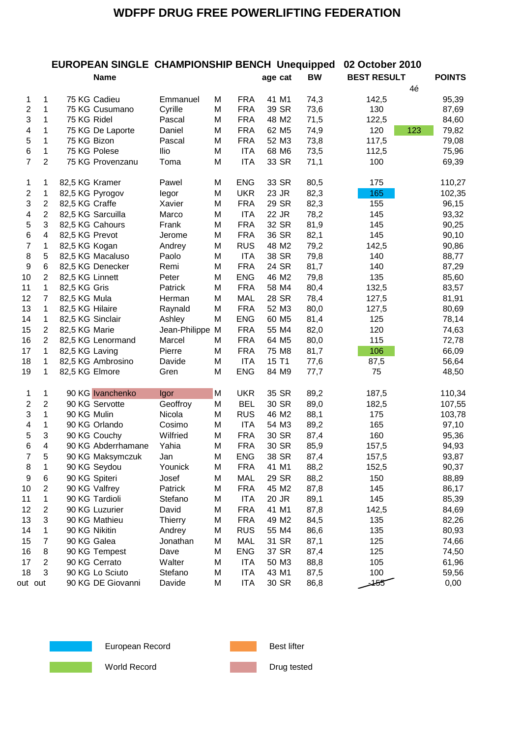# WDFPF DRUG FREE POWERLIFTING FEDERATION

## EUROPEAN SINGLE CHAMPIONSHIP BENCH Unequipped 02 October 2010

| | | | Name | | | | age | cat | BW | BEST RESULT | | POINTS |
|---|---|---|---|---|---|---|---|---|---|---|---|---|
| | | | | | | | | | | | 4é | |
| 1 | 1 | 75 KG | Cadieu | Emmanuel | M | FRA | 41 | M1 | 74,3 | 142,5 | | 95,39 |
| 2 | 1 | 75 KG | Cusumano | Cyrille | M | FRA | 39 | SR | 73,6 | 130 | | 87,69 |
| 3 | 1 | 75 KG | Ridel | Pascal | M | FRA | 48 | M2 | 71,5 | 122,5 | | 84,60 |
| 4 | 1 | 75 KG | De Laporte | Daniel | M | FRA | 62 | M5 | 74,9 | 120 | 123 | 79,82 |
| 5 | 1 | 75 KG | Bizon | Pascal | M | FRA | 52 | M3 | 73,8 | 117,5 | | 79,08 |
| 6 | 1 | 75 KG | Polese | Ilio | M | ITA | 68 | M6 | 73,5 | 112,5 | | 75,96 |
| 7 | 2 | 75 KG | Provenzanu | Toma | M | ITA | 33 | SR | 71,1 | 100 | | 69,39 |
| | | | | | | | | | | | | |
| 1 | 1 | 82,5 KG | Kramer | Pawel | M | ENG | 33 | SR | 80,5 | 175 | | 110,27 |
| 2 | 1 | 82,5 KG | Pyrogov | Iegor | M | UKR | 23 | JR | 82,3 | 165 | | 102,35 |
| 3 | 2 | 82,5 KG | Craffe | Xavier | M | FRA | 29 | SR | 82,3 | 155 | | 96,15 |
| 4 | 2 | 82,5 KG | Sarcuilla | Marco | M | ITA | 22 | JR | 78,2 | 145 | | 93,32 |
| 5 | 3 | 82,5 KG | Cahours | Frank | M | FRA | 32 | SR | 81,9 | 145 | | 90,25 |
| 6 | 4 | 82,5 KG | Prevot | Jerome | M | FRA | 36 | SR | 82,1 | 145 | | 90,10 |
| 7 | 1 | 82,5 KG | Kogan | Andrey | M | RUS | 48 | M2 | 79,2 | 142,5 | | 90,86 |
| 8 | 5 | 82,5 KG | Macaluso | Paolo | M | ITA | 38 | SR | 79,8 | 140 | | 88,77 |
| 9 | 6 | 82,5 KG | Denecker | Remi | M | FRA | 24 | SR | 81,7 | 140 | | 87,29 |
| 10 | 2 | 82,5 KG | Linnett | Peter | M | ENG | 46 | M2 | 79,8 | 135 | | 85,60 |
| 11 | 1 | 82,5 KG | Gris | Patrick | M | FRA | 58 | M4 | 80,4 | 132,5 | | 83,57 |
| 12 | 7 | 82,5 KG | Mula | Herman | M | MAL | 28 | SR | 78,4 | 127,5 | | 81,91 |
| 13 | 1 | 82,5 KG | Hilaire | Raynald | M | FRA | 52 | M3 | 80,0 | 127,5 | | 80,69 |
| 14 | 1 | 82,5 KG | Sinclair | Ashley | M | ENG | 60 | M5 | 81,4 | 125 | | 78,14 |
| 15 | 2 | 82,5 KG | Marie | Jean-Philippe | M | FRA | 55 | M4 | 82,0 | 120 | | 74,63 |
| 16 | 2 | 82,5 KG | Lenormand | Marcel | M | FRA | 64 | M5 | 80,0 | 115 | | 72,78 |
| 17 | 1 | 82,5 KG | Laving | Pierre | M | FRA | 75 | M8 | 81,7 | 106 | | 66,09 |
| 18 | 1 | 82,5 KG | Ambrosino | Davide | M | ITA | 15 | T1 | 77,6 | 87,5 | | 56,64 |
| 19 | 1 | 82,5 KG | Elmore | Gren | M | ENG | 84 | M9 | 77,7 | 75 | | 48,50 |
| | | | | | | | | | | | | |
| 1 | 1 | 90 KG | Ivanchenko | Igor | M | UKR | 35 | SR | 89,2 | 187,5 | | 110,34 |
| 2 | 2 | 90 KG | Servotte | Geoffroy | M | BEL | 30 | SR | 89,0 | 182,5 | | 107,55 |
| 3 | 1 | 90 KG | Mulin | Nicola | M | RUS | 46 | M2 | 88,1 | 175 | | 103,78 |
| 4 | 1 | 90 KG | Orlando | Cosimo | M | ITA | 54 | M3 | 89,2 | 165 | | 97,10 |
| 5 | 3 | 90 KG | Couchy | Wilfried | M | FRA | 30 | SR | 87,4 | 160 | | 95,36 |
| 6 | 4 | 90 KG | Abderrhamane | Yahia | M | FRA | 30 | SR | 85,9 | 157,5 | | 94,93 |
| 7 | 5 | 90 KG | Maksymczuk | Jan | M | ENG | 38 | SR | 87,4 | 157,5 | | 93,87 |
| 8 | 1 | 90 KG | Seydou | Younick | M | FRA | 41 | M1 | 88,2 | 152,5 | | 90,37 |
| 9 | 6 | 90 KG | Spiteri | Josef | M | MAL | 29 | SR | 88,2 | 150 | | 88,89 |
| 10 | 2 | 90 KG | Valfrey | Patrick | M | FRA | 45 | M2 | 87,8 | 145 | | 86,17 |
| 11 | 1 | 90 KG | Tardioli | Stefano | M | ITA | 20 | JR | 89,1 | 145 | | 85,39 |
| 12 | 2 | 90 KG | Luzurier | David | M | FRA | 41 | M1 | 87,8 | 142,5 | | 84,69 |
| 13 | 3 | 90 KG | Mathieu | Thierry | M | FRA | 49 | M2 | 84,5 | 135 | | 82,26 |
| 14 | 1 | 90 KG | Nikitin | Andrey | M | RUS | 55 | M4 | 86,6 | 135 | | 80,93 |
| 15 | 7 | 90 KG | Galea | Jonathan | M | MAL | 31 | SR | 87,1 | 125 | | 74,66 |
| 16 | 8 | 90 KG | Tempest | Dave | M | ENG | 37 | SR | 87,4 | 125 | | 74,50 |
| 17 | 2 | 90 KG | Cerrato | Walter | M | ITA | 50 | M3 | 88,8 | 105 | | 61,96 |
| 18 | 3 | 90 KG | Lo Sciuto | Stefano | M | ITA | 43 | M1 | 87,5 | 100 | | 59,56 |
| out | out | 90 KG | DE Giovanni | Davide | M | ITA | 30 | SR | 86,8 | ~~155~~ | | 0,00 |

Legend:

- European Record (blue): Pyrogov 165
- World Record (green): De Laporte 123, Laving 106
- Best lifter (orange)
- Drug tested (pink): Ivanchenko Igor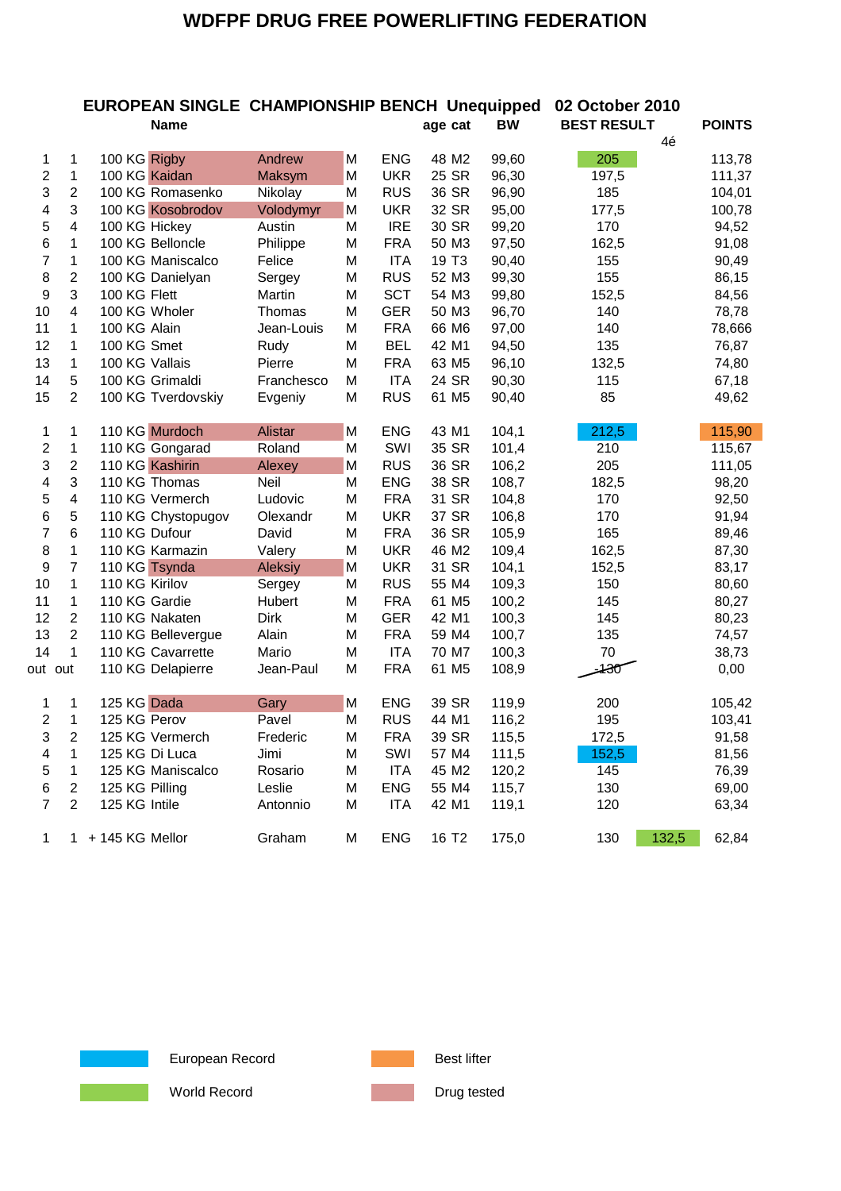# WDFPF DRUG FREE POWERLIFTING FEDERATION

## EUROPEAN SINGLE CHAMPIONSHIP BENCH Unequipped 02 October 2010

| | | | Name | | | | age | cat | BW | BEST RESULT | 4é | POINTS |
|---|---|---|---|---|---|---|---|---|---|---|---|---|
| 1 | 1 | 100 KG | Rigby | Andrew | M | ENG | 48 | M2 | 99,60 | 205 | | 113,78 |
| 2 | 1 | 100 KG | Kaidan | Maksym | M | UKR | 25 | SR | 96,30 | 197,5 | | 111,37 |
| 3 | 2 | 100 KG | Romasenko | Nikolay | M | RUS | 36 | SR | 96,90 | 185 | | 104,01 |
| 4 | 3 | 100 KG | Kosobrodov | Volodymyr | M | UKR | 32 | SR | 95,00 | 177,5 | | 100,78 |
| 5 | 4 | 100 KG | Hickey | Austin | M | IRE | 30 | SR | 99,20 | 170 | | 94,52 |
| 6 | 1 | 100 KG | Belloncle | Philippe | M | FRA | 50 | M3 | 97,50 | 162,5 | | 91,08 |
| 7 | 1 | 100 KG | Maniscalco | Felice | M | ITA | 19 | T3 | 90,40 | 155 | | 90,49 |
| 8 | 2 | 100 KG | Danielyan | Sergey | M | RUS | 52 | M3 | 99,30 | 155 | | 86,15 |
| 9 | 3 | 100 KG | Flett | Martin | M | SCT | 54 | M3 | 99,80 | 152,5 | | 84,56 |
| 10 | 4 | 100 KG | Wholer | Thomas | M | GER | 50 | M3 | 96,70 | 140 | | 78,78 |
| 11 | 1 | 100 KG | Alain | Jean-Louis | M | FRA | 66 | M6 | 97,00 | 140 | | 78,666 |
| 12 | 1 | 100 KG | Smet | Rudy | M | BEL | 42 | M1 | 94,50 | 135 | | 76,87 |
| 13 | 1 | 100 KG | Vallais | Pierre | M | FRA | 63 | M5 | 96,10 | 132,5 | | 74,80 |
| 14 | 5 | 100 KG | Grimaldi | Franchesco | M | ITA | 24 | SR | 90,30 | 115 | | 67,18 |
| 15 | 2 | 100 KG | Tverdovskiy | Evgeniy | M | RUS | 61 | M5 | 90,40 | 85 | | 49,62 |
| | | | | | | | | | | | | |
| 1 | 1 | 110 KG | Murdoch | Alistar | M | ENG | 43 | M1 | 104,1 | 212,5 | | 115,90 |
| 2 | 1 | 110 KG | Gongarad | Roland | M | SWI | 35 | SR | 101,4 | 210 | | 115,67 |
| 3 | 2 | 110 KG | Kashirin | Alexey | M | RUS | 36 | SR | 106,2 | 205 | | 111,05 |
| 4 | 3 | 110 KG | Thomas | Neil | M | ENG | 38 | SR | 108,7 | 182,5 | | 98,20 |
| 5 | 4 | 110 KG | Vermerch | Ludovic | M | FRA | 31 | SR | 104,8 | 170 | | 92,50 |
| 6 | 5 | 110 KG | Chystopugov | Olexandr | M | UKR | 37 | SR | 106,8 | 170 | | 91,94 |
| 7 | 6 | 110 KG | Dufour | David | M | FRA | 36 | SR | 105,9 | 165 | | 89,46 |
| 8 | 1 | 110 KG | Karmazin | Valery | M | UKR | 46 | M2 | 109,4 | 162,5 | | 87,30 |
| 9 | 7 | 110 KG | Tsynda | Aleksiy | M | UKR | 31 | SR | 104,1 | 152,5 | | 83,17 |
| 10 | 1 | 110 KG | Kirilov | Sergey | M | RUS | 55 | M4 | 109,3 | 150 | | 80,60 |
| 11 | 1 | 110 KG | Gardie | Hubert | M | FRA | 61 | M5 | 100,2 | 145 | | 80,27 |
| 12 | 2 | 110 KG | Nakaten | Dirk | M | GER | 42 | M1 | 100,3 | 145 | | 80,23 |
| 13 | 2 | 110 KG | Bellevergue | Alain | M | FRA | 59 | M4 | 100,7 | 135 | | 74,57 |
| 14 | 1 | 110 KG | Cavarrette | Mario | M | ITA | 70 | M7 | 100,3 | 70 | | 38,73 |
| out | out | 110 KG | Delapierre | Jean-Paul | M | FRA | 61 | M5 | 108,9 | ~~130~~ | | 0,00 |
| | | | | | | | | | | | | |
| 1 | 1 | 125 KG | Dada | Gary | M | ENG | 39 | SR | 119,9 | 200 | | 105,42 |
| 2 | 1 | 125 KG | Perov | Pavel | M | RUS | 44 | M1 | 116,2 | 195 | | 103,41 |
| 3 | 2 | 125 KG | Vermerch | Frederic | M | FRA | 39 | SR | 115,5 | 172,5 | | 91,58 |
| 4 | 1 | 125 KG | Di Luca | Jimi | M | SWI | 57 | M4 | 111,5 | 152,5 | | 81,56 |
| 5 | 1 | 125 KG | Maniscalco | Rosario | M | ITA | 45 | M2 | 120,2 | 145 | | 76,39 |
| 6 | 2 | 125 KG | Pilling | Leslie | M | ENG | 55 | M4 | 115,7 | 130 | | 69,00 |
| 7 | 2 | 125 KG | Intile | Antonnio | M | ITA | 42 | M1 | 119,1 | 120 | | 63,34 |
| | | | | | | | | | | | | |
| 1 | 1 | + 145 KG | Mellor | Graham | M | ENG | 16 | T2 | 175,0 | 130 | 132,5 | 62,84 |

Legend:
- European Record (blue): Murdoch 212,5; Di Luca 152,5
- World Record (green): Rigby 205; Mellor 132,5
- Best lifter (orange): Murdoch 115,90
- Drug tested (pink): Rigby, Kaidan, Kosobrodov, Murdoch, Kashirin, Tsynda, Dada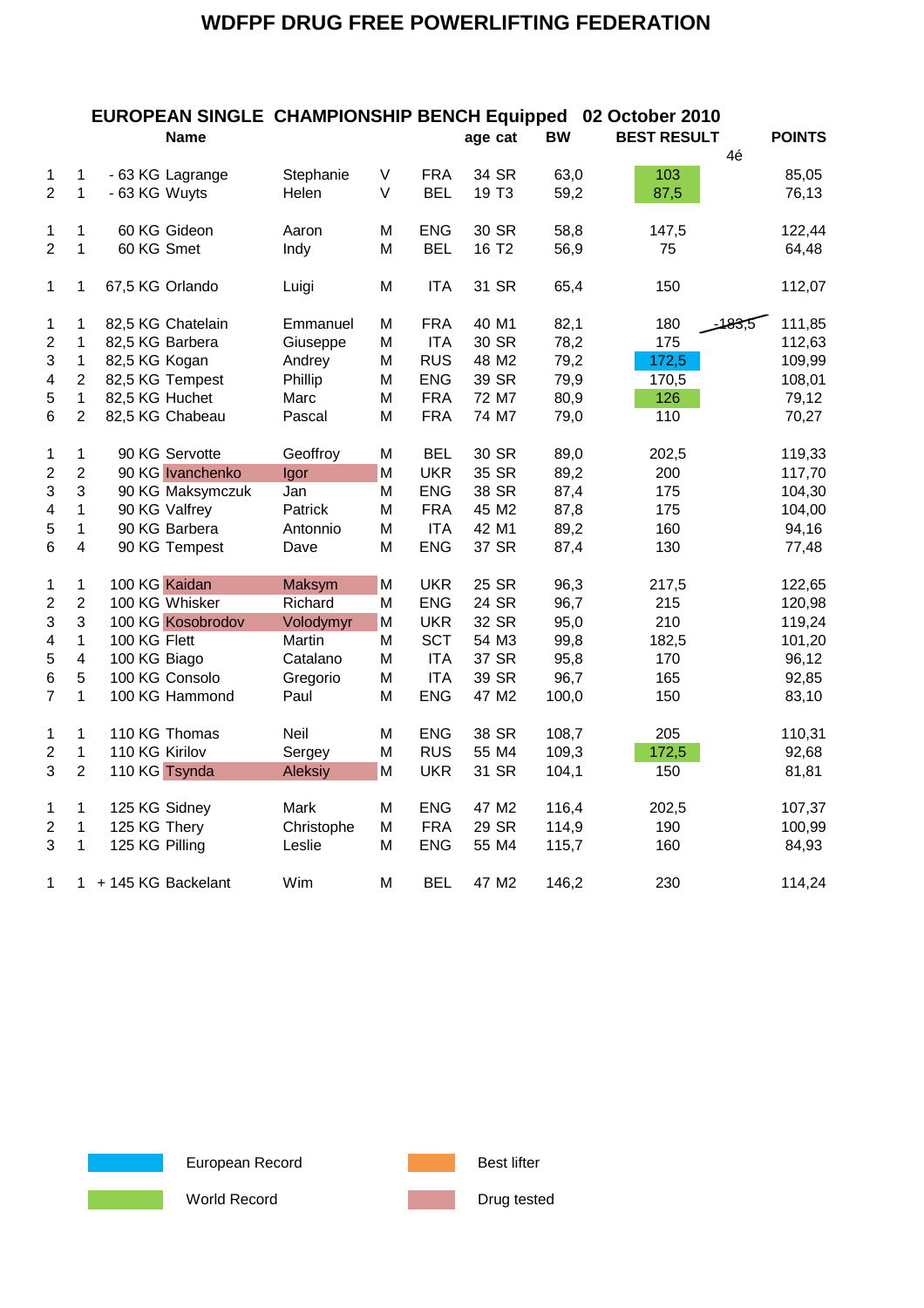# WDFPF DRUG FREE POWERLIFTING FEDERATION

## EUROPEAN SINGLE CHAMPIONSHIP BENCH Equipped 02 October 2010

| | | Name | | | | | age | cat | BW | BEST RESULT | 4é | POINTS |
|---|---|---|---|---|---|---|---|---|---|---|---|---|
| 1 | 1 | - 63 KG Lagrange | Stephanie | V | FRA | 34 | SR | 63,0 | 103 | | | 85,05 |
| 2 | 1 | - 63 KG Wuyts | Helen | V | BEL | 19 | T3 | 59,2 | 87,5 | | | 76,13 |
| | | | | | | | | | | | | |
| 1 | 1 | 60 KG Gideon | Aaron | M | ENG | 30 | SR | 58,8 | 147,5 | | | 122,44 |
| 2 | 1 | 60 KG Smet | Indy | M | BEL | 16 | T2 | 56,9 | 75 | | | 64,48 |
| | | | | | | | | | | | | |
| 1 | 1 | 67,5 KG Orlando | Luigi | M | ITA | 31 | SR | 65,4 | 150 | | | 112,07 |
| | | | | | | | | | | | | |
| 1 | 1 | 82,5 KG Chatelain | Emmanuel | M | FRA | 40 | M1 | 82,1 | 180 | ~~183,5~~ | | 111,85 |
| 2 | 1 | 82,5 KG Barbera | Giuseppe | M | ITA | 30 | SR | 78,2 | 175 | | | 112,63 |
| 3 | 1 | 82,5 KG Kogan | Andrey | M | RUS | 48 | M2 | 79,2 | 172,5 | | | 109,99 |
| 4 | 2 | 82,5 KG Tempest | Phillip | M | ENG | 39 | SR | 79,9 | 170,5 | | | 108,01 |
| 5 | 1 | 82,5 KG Huchet | Marc | M | FRA | 72 | M7 | 80,9 | 126 | | | 79,12 |
| 6 | 2 | 82,5 KG Chabeau | Pascal | M | FRA | 74 | M7 | 79,0 | 110 | | | 70,27 |
| | | | | | | | | | | | | |
| 1 | 1 | 90 KG Servotte | Geoffroy | M | BEL | 30 | SR | 89,0 | 202,5 | | | 119,33 |
| 2 | 2 | 90 KG Ivanchenko | Igor | M | UKR | 35 | SR | 89,2 | 200 | | | 117,70 |
| 3 | 3 | 90 KG Maksymczuk | Jan | M | ENG | 38 | SR | 87,4 | 175 | | | 104,30 |
| 4 | 1 | 90 KG Valfrey | Patrick | M | FRA | 45 | M2 | 87,8 | 175 | | | 104,00 |
| 5 | 1 | 90 KG Barbera | Antonnio | M | ITA | 42 | M1 | 89,2 | 160 | | | 94,16 |
| 6 | 4 | 90 KG Tempest | Dave | M | ENG | 37 | SR | 87,4 | 130 | | | 77,48 |
| | | | | | | | | | | | | |
| 1 | 1 | 100 KG Kaidan | Maksym | M | UKR | 25 | SR | 96,3 | 217,5 | | | 122,65 |
| 2 | 2 | 100 KG Whisker | Richard | M | ENG | 24 | SR | 96,7 | 215 | | | 120,98 |
| 3 | 3 | 100 KG Kosobrodov | Volodymyr | M | UKR | 32 | SR | 95,0 | 210 | | | 119,24 |
| 4 | 1 | 100 KG Flett | Martin | M | SCT | 54 | M3 | 99,8 | 182,5 | | | 101,20 |
| 5 | 4 | 100 KG Biago | Catalano | M | ITA | 37 | SR | 95,8 | 170 | | | 96,12 |
| 6 | 5 | 100 KG Consolo | Gregorio | M | ITA | 39 | SR | 96,7 | 165 | | | 92,85 |
| 7 | 1 | 100 KG Hammond | Paul | M | ENG | 47 | M2 | 100,0 | 150 | | | 83,10 |
| | | | | | | | | | | | | |
| 1 | 1 | 110 KG Thomas | Neil | M | ENG | 38 | SR | 108,7 | 205 | | | 110,31 |
| 2 | 1 | 110 KG Kirilov | Sergey | M | RUS | 55 | M4 | 109,3 | 172,5 | | | 92,68 |
| 3 | 2 | 110 KG Tsynda | Aleksiy | M | UKR | 31 | SR | 104,1 | 150 | | | 81,81 |
| | | | | | | | | | | | | |
| 1 | 1 | 125 KG Sidney | Mark | M | ENG | 47 | M2 | 116,4 | 202,5 | | | 107,37 |
| 2 | 1 | 125 KG Thery | Christophe | M | FRA | 29 | SR | 114,9 | 190 | | | 100,99 |
| 3 | 1 | 125 KG Pilling | Leslie | M | ENG | 55 | M4 | 115,7 | 160 | | | 84,93 |
| | | | | | | | | | | | | |
| 1 | 1 | + 145 KG Backelant | Wim | M | BEL | 47 | M2 | 146,2 | 230 | | | 114,24 |

European Record

World Record

Best lifter

Drug tested